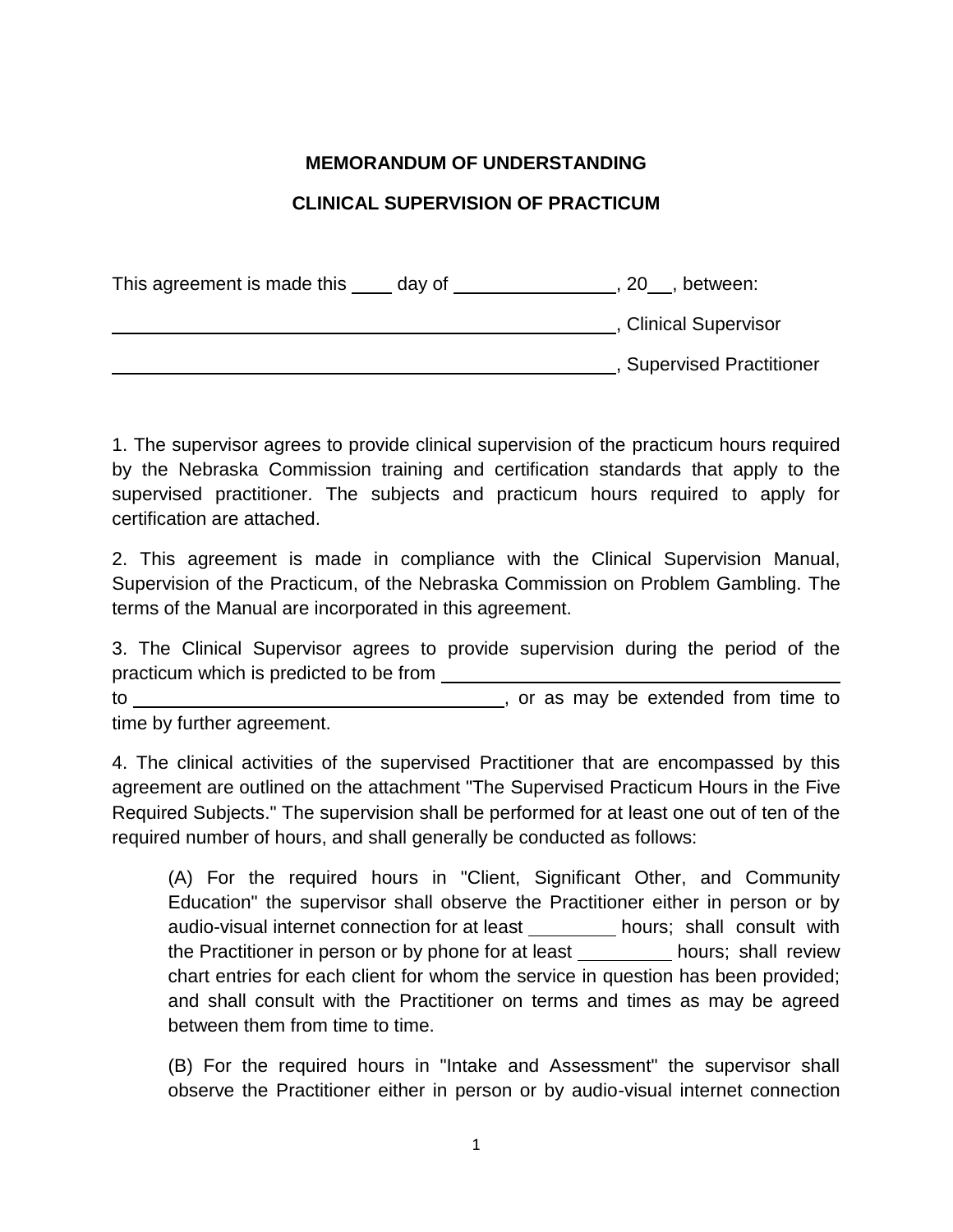**MEMORANDUM OF UNDERSTANDING**

**CLINICAL SUPERVISION OF PRACTICUM**

This agreement is made this ____ day of ________________, 20__, between:

__________________________________________________, Clinical Supervisor

__________________________________________________, Supervised Practitioner

1. The supervisor agrees to provide clinical supervision of the practicum hours required by the Nebraska Commission training and certification standards that apply to the supervised practitioner. The subjects and practicum hours required to apply for certification are attached.

2. This agreement is made in compliance with the Clinical Supervision Manual, Supervision of the Practicum, of the Nebraska Commission on Problem Gambling. The terms of the Manual are incorporated in this agreement.

3. The Clinical Supervisor agrees to provide supervision during the period of the practicum which is predicted to be from ________________________________________ to ______________________________________, or as may be extended from time to time by further agreement.

4. The clinical activities of the supervised Practitioner that are encompassed by this agreement are outlined on the attachment "The Supervised Practicum Hours in the Five Required Subjects." The supervision shall be performed for at least one out of ten of the required number of hours, and shall generally be conducted as follows:

> (A) For the required hours in "Client, Significant Other, and Community Education" the supervisor shall observe the Practitioner either in person or by audio-visual internet connection for at least _________ hours; shall consult with the Practitioner in person or by phone for at least _________ hours; shall review chart entries for each client for whom the service in question has been provided; and shall consult with the Practitioner on terms and times as may be agreed between them from time to time.
>
> (B) For the required hours in "Intake and Assessment" the supervisor shall observe the Practitioner either in person or by audio-visual internet connection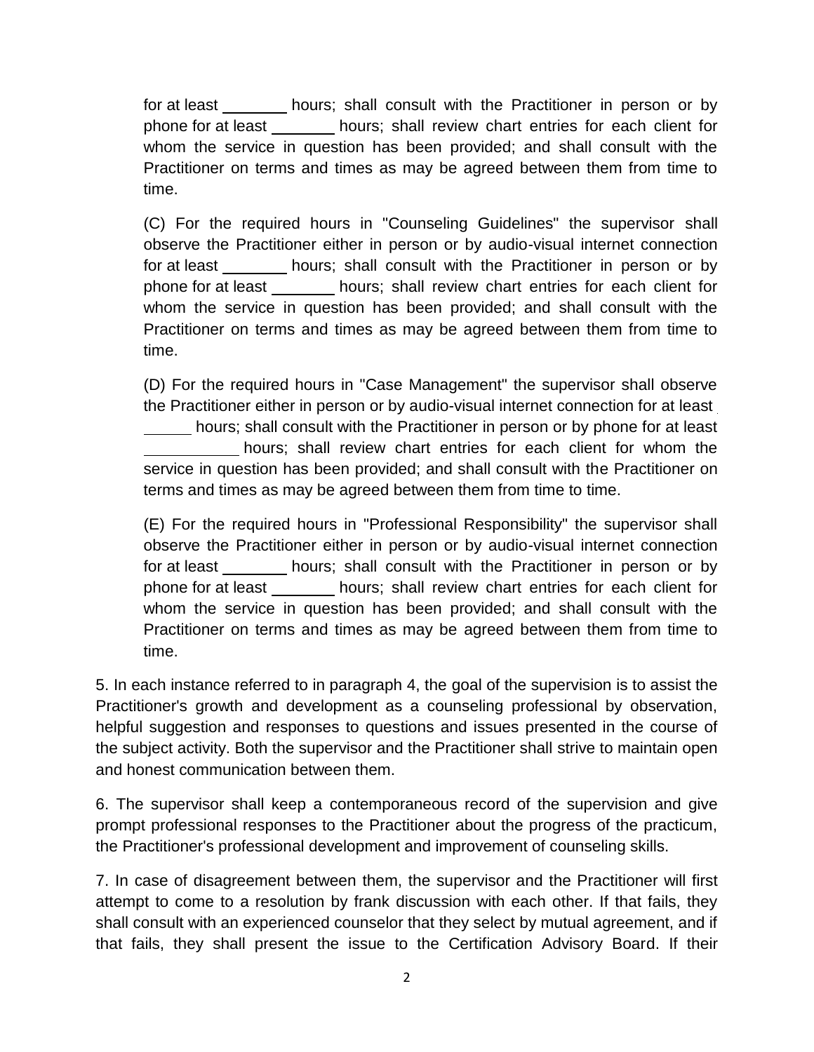for at least ________ hours; shall consult with the Practitioner in person or by phone for at least ________ hours; shall review chart entries for each client for whom the service in question has been provided; and shall consult with the Practitioner on terms and times as may be agreed between them from time to time.

(C) For the required hours in "Counseling Guidelines" the supervisor shall observe the Practitioner either in person or by audio-visual internet connection for at least ________ hours; shall consult with the Practitioner in person or by phone for at least ________ hours; shall review chart entries for each client for whom the service in question has been provided; and shall consult with the Practitioner on terms and times as may be agreed between them from time to time.

(D) For the required hours in "Case Management" the supervisor shall observe the Practitioner either in person or by audio-visual internet connection for at least ______ hours; shall consult with the Practitioner in person or by phone for at least ____________ hours; shall review chart entries for each client for whom the service in question has been provided; and shall consult with the Practitioner on terms and times as may be agreed between them from time to time.

(E) For the required hours in "Professional Responsibility" the supervisor shall observe the Practitioner either in person or by audio-visual internet connection for at least ________ hours; shall consult with the Practitioner in person or by phone for at least ________ hours; shall review chart entries for each client for whom the service in question has been provided; and shall consult with the Practitioner on terms and times as may be agreed between them from time to time.

5. In each instance referred to in paragraph 4, the goal of the supervision is to assist the Practitioner's growth and development as a counseling professional by observation, helpful suggestion and responses to questions and issues presented in the course of the subject activity. Both the supervisor and the Practitioner shall strive to maintain open and honest communication between them.

6. The supervisor shall keep a contemporaneous record of the supervision and give prompt professional responses to the Practitioner about the progress of the practicum, the Practitioner's professional development and improvement of counseling skills.

7. In case of disagreement between them, the supervisor and the Practitioner will first attempt to come to a resolution by frank discussion with each other. If that fails, they shall consult with an experienced counselor that they select by mutual agreement, and if that fails, they shall present the issue to the Certification Advisory Board. If their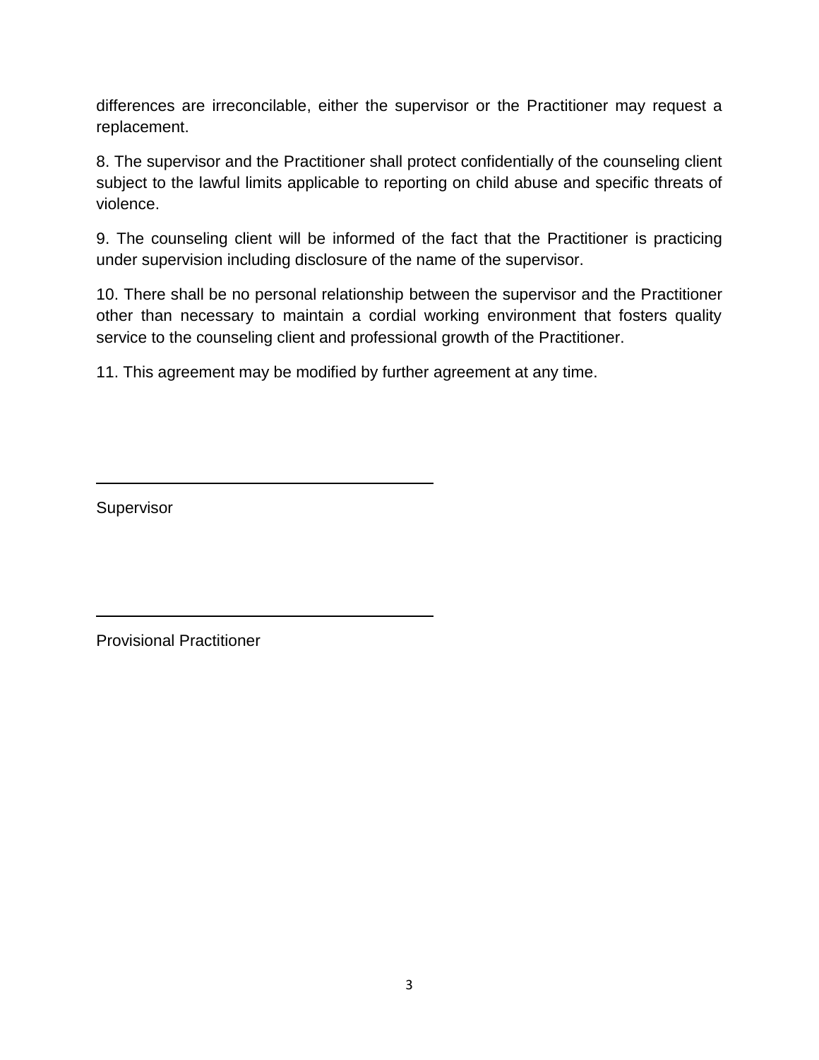differences are irreconcilable, either the supervisor or the Practitioner may request a replacement.

8. The supervisor and the Practitioner shall protect confidentially of the counseling client subject to the lawful limits applicable to reporting on child abuse and specific threats of violence.

9. The counseling client will be informed of the fact that the Practitioner is practicing under supervision including disclosure of the name of the supervisor.

10. There shall be no personal relationship between the supervisor and the Practitioner other than necessary to maintain a cordial working environment that fosters quality service to the counseling client and professional growth of the Practitioner.

11. This agreement may be modified by further agreement at any time.

\_\_\_\_\_\_\_\_\_\_\_\_\_\_\_\_\_\_\_\_\_\_\_\_\_\_\_\_\_\_\_\_\_\_\_\_\_\_\_\_

Supervisor

\_\_\_\_\_\_\_\_\_\_\_\_\_\_\_\_\_\_\_\_\_\_\_\_\_\_\_\_\_\_\_\_\_\_\_\_\_\_\_\_

Provisional Practitioner